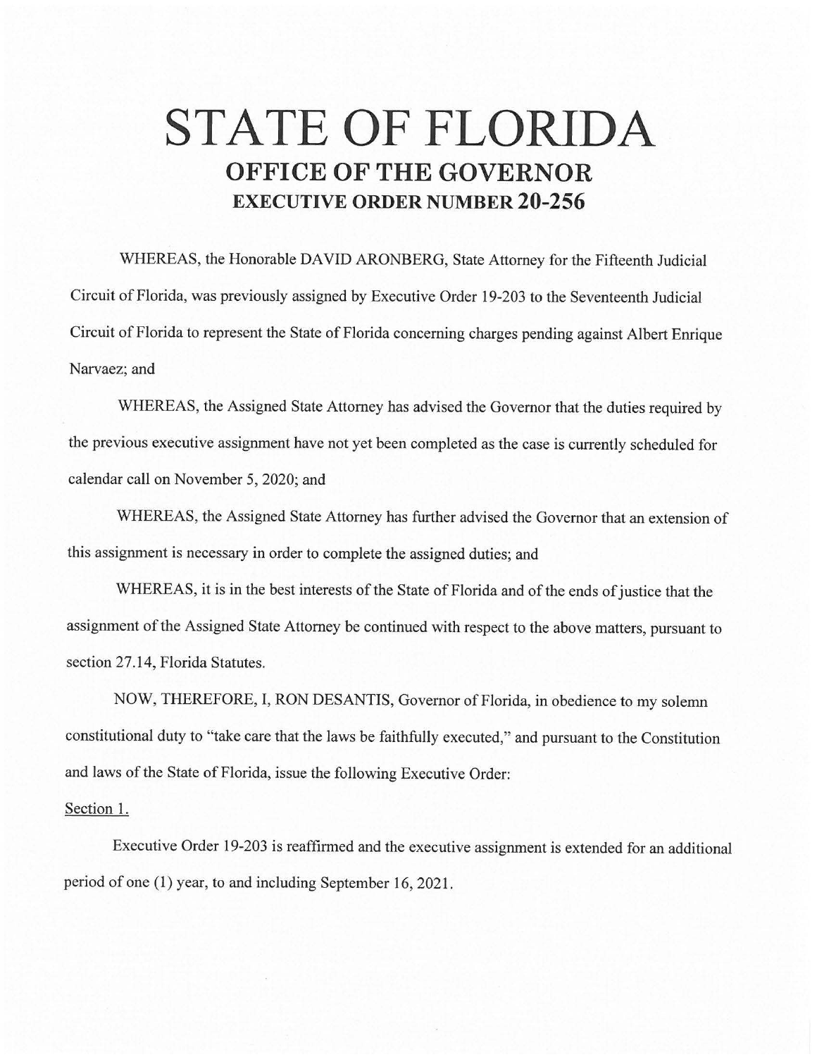# STATE OF FLORIDA

## OFFICE OF THE GOVERNOR

### EXECUTIVE ORDER NUMBER 20-256

WHEREAS, the Honorable DAVID ARONBERG, State Attorney for the Fifteenth Judicial Circuit of Florida, was previously assigned by Executive Order 19-203 to the Seventeenth Judicial Circuit of Florida to represent the State of Florida concerning charges pending against Albert Enrique Narvaez; and

WHEREAS, the Assigned State Attorney has advised the Governor that the duties required by the previous executive assignment have not yet been completed as the case is currently scheduled for calendar call on November 5, 2020; and

WHEREAS, the Assigned State Attorney has further advised the Governor that an extension of this assignment is necessary in order to complete the assigned duties; and

WHEREAS, it is in the best interests of the State of Florida and of the ends of justice that the assignment of the Assigned State Attorney be continued with respect to the above matters, pursuant to section 27.14, Florida Statutes.

NOW, THEREFORE, I, RON DESANTIS, Governor of Florida, in obedience to my solemn constitutional duty to "take care that the laws be faithfully executed," and pursuant to the Constitution and laws of the State of Florida, issue the following Executive Order:

Section 1.

Executive Order 19-203 is reaffirmed and the executive assignment is extended for an additional period of one (1) year, to and including September 16, 2021.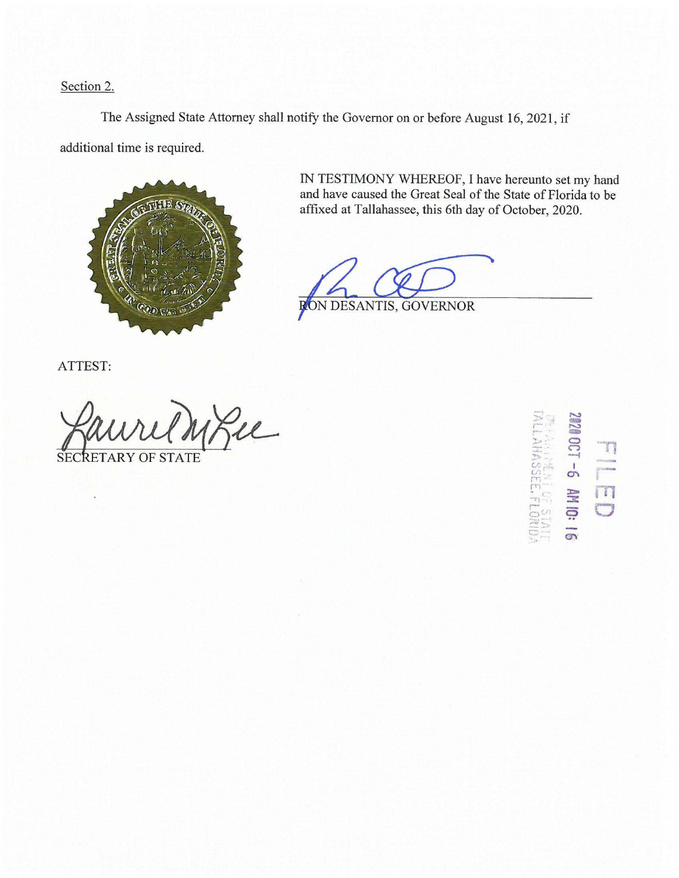Section 2.

The Assigned State Attorney shall notify the Governor on or before August 16, 2021, if additional time is required.

IN TESTIMONY WHEREOF, I have hereunto set my hand and have caused the Great Seal of the State of Florida to be affixed at Tallahassee, this 6th day of October, 2020.

RON DESANTIS, GOVERNOR

ATTEST:

SECRETARY OF STATE

FILED
2020 OCT -6 AM 10: 16
DEPARTMENT OF STATE
TALLAHASSEE, FLORIDA